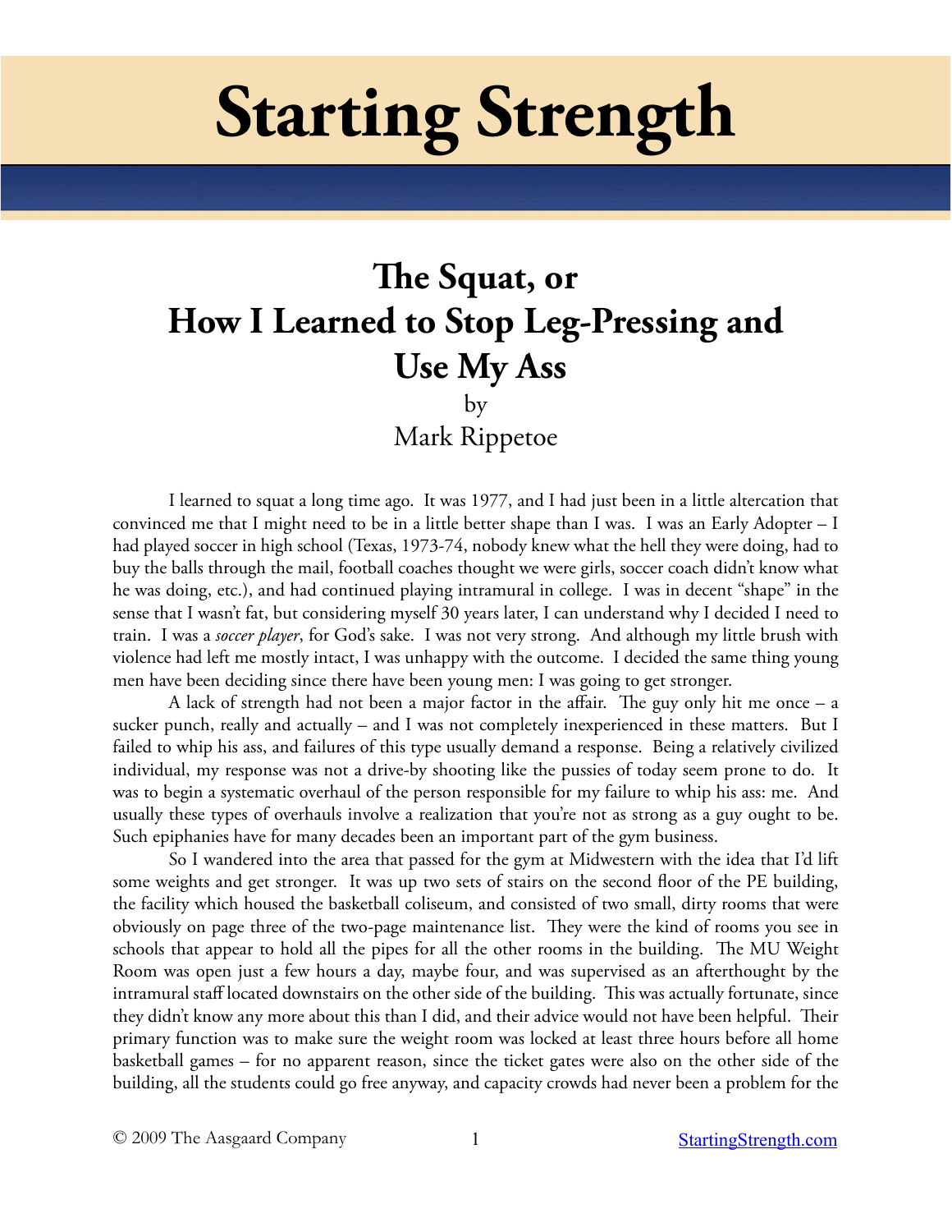# Starting Strength

## The Squat, or How I Learned to Stop Leg-Pressing and Use My Ass

by

Mark Rippetoe

I learned to squat a long time ago. It was 1977, and I had just been in a little altercation that convinced me that I might need to be in a little better shape than I was. I was an Early Adopter – I had played soccer in high school (Texas, 1973-74, nobody knew what the hell they were doing, had to buy the balls through the mail, football coaches thought we were girls, soccer coach didn't know what he was doing, etc.), and had continued playing intramural in college. I was in decent "shape" in the sense that I wasn't fat, but considering myself 30 years later, I can understand why I decided I need to train. I was a *soccer player*, for God's sake. I was not very strong. And although my little brush with violence had left me mostly intact, I was unhappy with the outcome. I decided the same thing young men have been deciding since there have been young men: I was going to get stronger.

A lack of strength had not been a major factor in the affair. The guy only hit me once – a sucker punch, really and actually – and I was not completely inexperienced in these matters. But I failed to whip his ass, and failures of this type usually demand a response. Being a relatively civilized individual, my response was not a drive-by shooting like the pussies of today seem prone to do. It was to begin a systematic overhaul of the person responsible for my failure to whip his ass: me. And usually these types of overhauls involve a realization that you're not as strong as a guy ought to be. Such epiphanies have for many decades been an important part of the gym business.

So I wandered into the area that passed for the gym at Midwestern with the idea that I'd lift some weights and get stronger. It was up two sets of stairs on the second floor of the PE building, the facility which housed the basketball coliseum, and consisted of two small, dirty rooms that were obviously on page three of the two-page maintenance list. They were the kind of rooms you see in schools that appear to hold all the pipes for all the other rooms in the building. The MU Weight Room was open just a few hours a day, maybe four, and was supervised as an afterthought by the intramural staff located downstairs on the other side of the building. This was actually fortunate, since they didn't know any more about this than I did, and their advice would not have been helpful. Their primary function was to make sure the weight room was locked at least three hours before all home basketball games – for no apparent reason, since the ticket gates were also on the other side of the building, all the students could go free anyway, and capacity crowds had never been a problem for the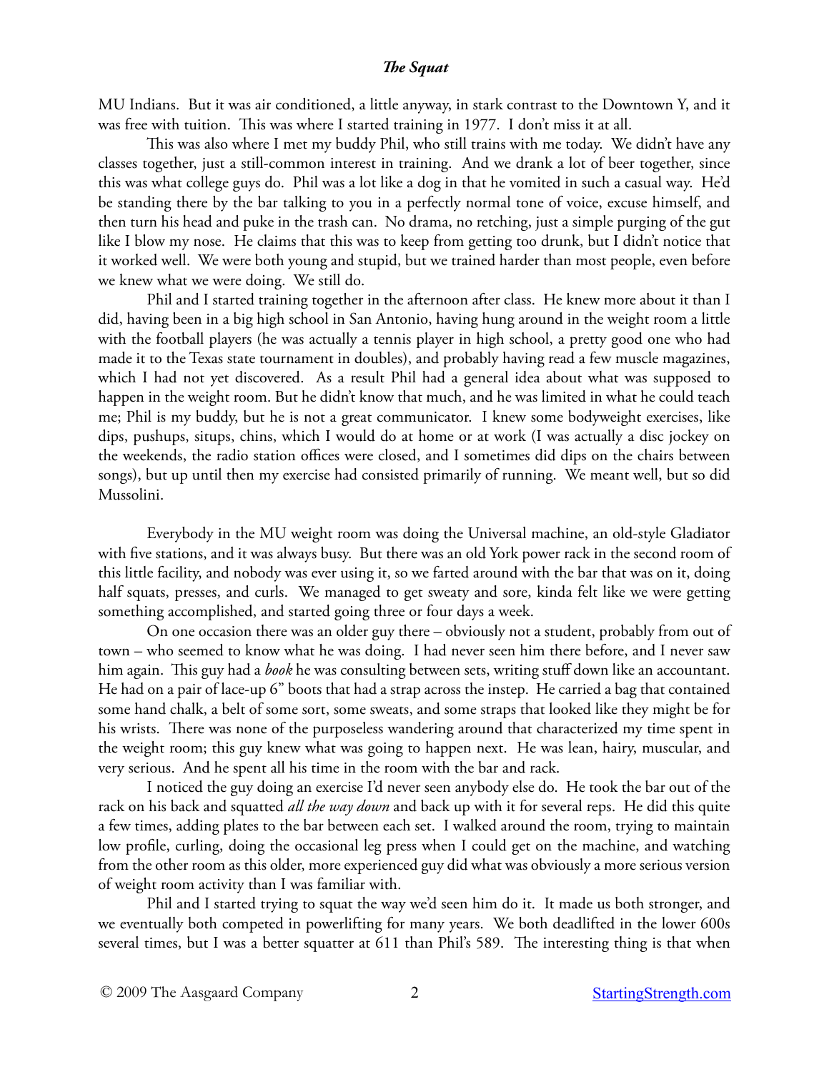MU Indians. But it was air conditioned, a little anyway, in stark contrast to the Downtown Y, and it was free with tuition. This was where I started training in 1977. I don't miss it at all.

This was also where I met my buddy Phil, who still trains with me today. We didn't have any classes together, just a still-common interest in training. And we drank a lot of beer together, since this was what college guys do. Phil was a lot like a dog in that he vomited in such a casual way. He'd be standing there by the bar talking to you in a perfectly normal tone of voice, excuse himself, and then turn his head and puke in the trash can. No drama, no retching, just a simple purging of the gut like I blow my nose. He claims that this was to keep from getting too drunk, but I didn't notice that it worked well. We were both young and stupid, but we trained harder than most people, even before we knew what we were doing. We still do.

Phil and I started training together in the afternoon after class. He knew more about it than I did, having been in a big high school in San Antonio, having hung around in the weight room a little with the football players (he was actually a tennis player in high school, a pretty good one who had made it to the Texas state tournament in doubles), and probably having read a few muscle magazines, which I had not yet discovered. As a result Phil had a general idea about what was supposed to happen in the weight room. But he didn't know that much, and he was limited in what he could teach me; Phil is my buddy, but he is not a great communicator. I knew some bodyweight exercises, like dips, pushups, situps, chins, which I would do at home or at work (I was actually a disc jockey on the weekends, the radio station offices were closed, and I sometimes did dips on the chairs between songs), but up until then my exercise had consisted primarily of running. We meant well, but so did Mussolini.

Everybody in the MU weight room was doing the Universal machine, an old-style Gladiator with five stations, and it was always busy. But there was an old York power rack in the second room of this little facility, and nobody was ever using it, so we farted around with the bar that was on it, doing half squats, presses, and curls. We managed to get sweaty and sore, kinda felt like we were getting something accomplished, and started going three or four days a week.

On one occasion there was an older guy there – obviously not a student, probably from out of town – who seemed to know what he was doing. I had never seen him there before, and I never saw him again. This guy had a *book* he was consulting between sets, writing stuff down like an accountant. He had on a pair of lace-up 6" boots that had a strap across the instep. He carried a bag that contained some hand chalk, a belt of some sort, some sweats, and some straps that looked like they might be for his wrists. There was none of the purposeless wandering around that characterized my time spent in the weight room; this guy knew what was going to happen next. He was lean, hairy, muscular, and very serious. And he spent all his time in the room with the bar and rack.

I noticed the guy doing an exercise I'd never seen anybody else do. He took the bar out of the rack on his back and squatted *all the way down* and back up with it for several reps. He did this quite a few times, adding plates to the bar between each set. I walked around the room, trying to maintain low profile, curling, doing the occasional leg press when I could get on the machine, and watching from the other room as this older, more experienced guy did what was obviously a more serious version of weight room activity than I was familiar with.

Phil and I started trying to squat the way we'd seen him do it. It made us both stronger, and we eventually both competed in powerlifting for many years. We both deadlifted in the lower 600s several times, but I was a better squatter at 611 than Phil's 589. The interesting thing is that when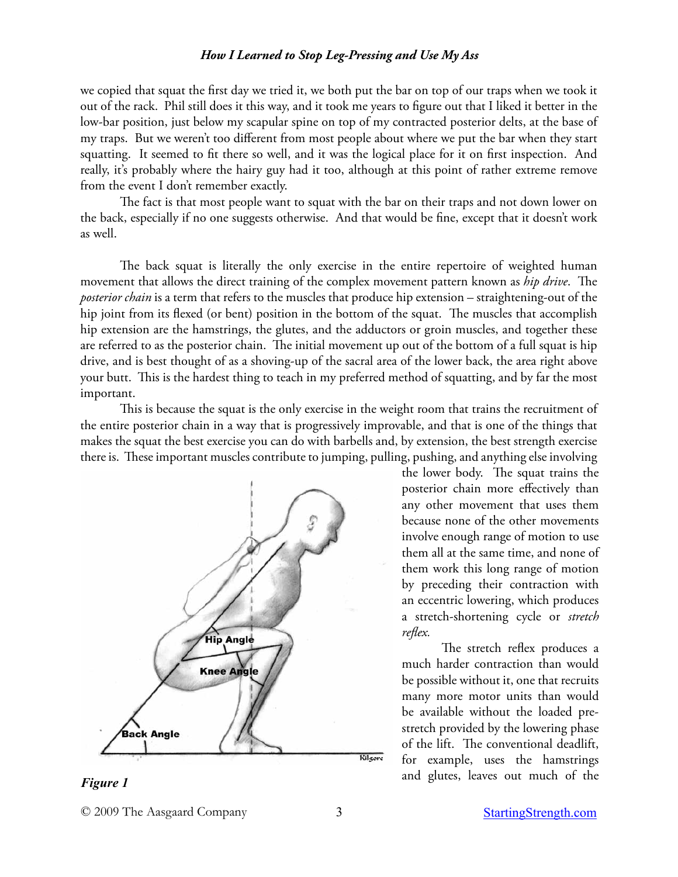we copied that squat the first day we tried it, we both put the bar on top of our traps when we took it out of the rack. Phil still does it this way, and it took me years to figure out that I liked it better in the low-bar position, just below my scapular spine on top of my contracted posterior delts, at the base of my traps. But we weren't too different from most people about where we put the bar when they start squatting. It seemed to fit there so well, and it was the logical place for it on first inspection. And really, it's probably where the hairy guy had it too, although at this point of rather extreme remove from the event I don't remember exactly.

The fact is that most people want to squat with the bar on their traps and not down lower on the back, especially if no one suggests otherwise. And that would be fine, except that it doesn't work as well.

The back squat is literally the only exercise in the entire repertoire of weighted human movement that allows the direct training of the complex movement pattern known as *hip drive*. The *posterior chain* is a term that refers to the muscles that produce hip extension – straightening-out of the hip joint from its flexed (or bent) position in the bottom of the squat. The muscles that accomplish hip extension are the hamstrings, the glutes, and the adductors or groin muscles, and together these are referred to as the posterior chain. The initial movement up out of the bottom of a full squat is hip drive, and is best thought of as a shoving-up of the sacral area of the lower back, the area right above your butt. This is the hardest thing to teach in my preferred method of squatting, and by far the most important.

This is because the squat is the only exercise in the weight room that trains the recruitment of the entire posterior chain in a way that is progressively improvable, and that is one of the things that makes the squat the best exercise you can do with barbells and, by extension, the best strength exercise there is. These important muscles contribute to jumping, pulling, pushing, and anything else involving the lower body. The squat trains the posterior chain more effectively than any other movement that uses them because none of the other movements involve enough range of motion to use them all at the same time, and none of them work this long range of motion by preceding their contraction with an eccentric lowering, which produces a stretch-shortening cycle or *stretch reflex.*

The stretch reflex produces a much harder contraction than would be possible without it, one that recruits many more motor units than would be available without the loaded pre-stretch provided by the lowering phase of the lift. The conventional deadlift, for example, uses the hamstrings and glutes, leaves out much of the

***Figure 1***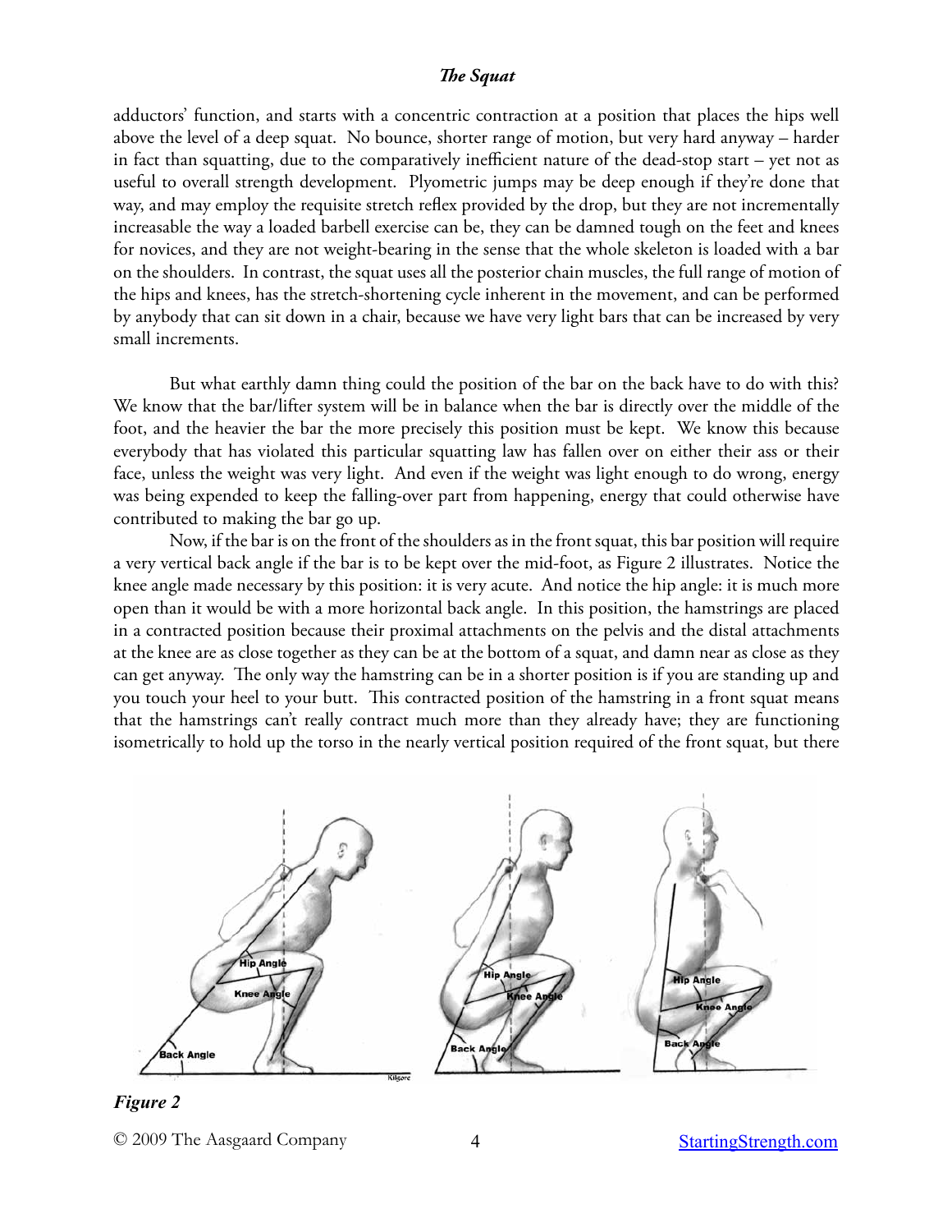adductors' function, and starts with a concentric contraction at a position that places the hips well above the level of a deep squat. No bounce, shorter range of motion, but very hard anyway – harder in fact than squatting, due to the comparatively inefficient nature of the dead-stop start – yet not as useful to overall strength development. Plyometric jumps may be deep enough if they're done that way, and may employ the requisite stretch reflex provided by the drop, but they are not incrementally increasable the way a loaded barbell exercise can be, they can be damned tough on the feet and knees for novices, and they are not weight-bearing in the sense that the whole skeleton is loaded with a bar on the shoulders. In contrast, the squat uses all the posterior chain muscles, the full range of motion of the hips and knees, has the stretch-shortening cycle inherent in the movement, and can be performed by anybody that can sit down in a chair, because we have very light bars that can be increased by very small increments.

But what earthly damn thing could the position of the bar on the back have to do with this? We know that the bar/lifter system will be in balance when the bar is directly over the middle of the foot, and the heavier the bar the more precisely this position must be kept. We know this because everybody that has violated this particular squatting law has fallen over on either their ass or their face, unless the weight was very light. And even if the weight was light enough to do wrong, energy was being expended to keep the falling-over part from happening, energy that could otherwise have contributed to making the bar go up.

Now, if the bar is on the front of the shoulders as in the front squat, this bar position will require a very vertical back angle if the bar is to be kept over the mid-foot, as Figure 2 illustrates. Notice the knee angle made necessary by this position: it is very acute. And notice the hip angle: it is much more open than it would be with a more horizontal back angle. In this position, the hamstrings are placed in a contracted position because their proximal attachments on the pelvis and the distal attachments at the knee are as close together as they can be at the bottom of a squat, and damn near as close as they can get anyway. The only way the hamstring can be in a shorter position is if you are standing up and you touch your heel to your butt. This contracted position of the hamstring in a front squat means that the hamstrings can't really contract much more than they already have; they are functioning isometrically to hold up the torso in the nearly vertical position required of the front squat, but there

*Figure 2*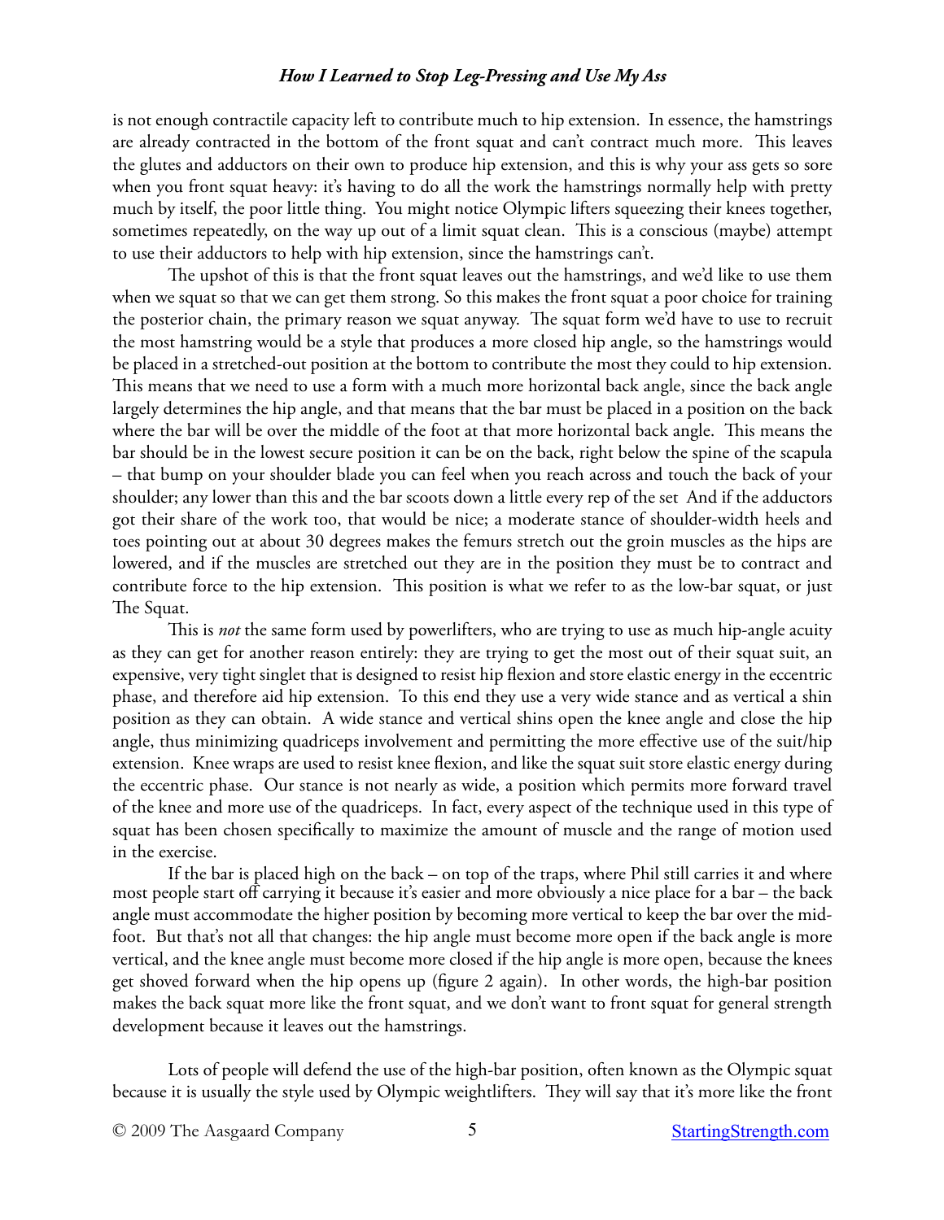is not enough contractile capacity left to contribute much to hip extension. In essence, the hamstrings are already contracted in the bottom of the front squat and can't contract much more. This leaves the glutes and adductors on their own to produce hip extension, and this is why your ass gets so sore when you front squat heavy: it's having to do all the work the hamstrings normally help with pretty much by itself, the poor little thing. You might notice Olympic lifters squeezing their knees together, sometimes repeatedly, on the way up out of a limit squat clean. This is a conscious (maybe) attempt to use their adductors to help with hip extension, since the hamstrings can't.

The upshot of this is that the front squat leaves out the hamstrings, and we'd like to use them when we squat so that we can get them strong. So this makes the front squat a poor choice for training the posterior chain, the primary reason we squat anyway. The squat form we'd have to use to recruit the most hamstring would be a style that produces a more closed hip angle, so the hamstrings would be placed in a stretched-out position at the bottom to contribute the most they could to hip extension. This means that we need to use a form with a much more horizontal back angle, since the back angle largely determines the hip angle, and that means that the bar must be placed in a position on the back where the bar will be over the middle of the foot at that more horizontal back angle. This means the bar should be in the lowest secure position it can be on the back, right below the spine of the scapula – that bump on your shoulder blade you can feel when you reach across and touch the back of your shoulder; any lower than this and the bar scoots down a little every rep of the set And if the adductors got their share of the work too, that would be nice; a moderate stance of shoulder-width heels and toes pointing out at about 30 degrees makes the femurs stretch out the groin muscles as the hips are lowered, and if the muscles are stretched out they are in the position they must be to contract and contribute force to the hip extension. This position is what we refer to as the low-bar squat, or just The Squat.

This is *not* the same form used by powerlifters, who are trying to use as much hip-angle acuity as they can get for another reason entirely: they are trying to get the most out of their squat suit, an expensive, very tight singlet that is designed to resist hip flexion and store elastic energy in the eccentric phase, and therefore aid hip extension. To this end they use a very wide stance and as vertical a shin position as they can obtain. A wide stance and vertical shins open the knee angle and close the hip angle, thus minimizing quadriceps involvement and permitting the more effective use of the suit/hip extension. Knee wraps are used to resist knee flexion, and like the squat suit store elastic energy during the eccentric phase. Our stance is not nearly as wide, a position which permits more forward travel of the knee and more use of the quadriceps. In fact, every aspect of the technique used in this type of squat has been chosen specifically to maximize the amount of muscle and the range of motion used in the exercise.

If the bar is placed high on the back – on top of the traps, where Phil still carries it and where most people start off carrying it because it's easier and more obviously a nice place for a bar – the back angle must accommodate the higher position by becoming more vertical to keep the bar over the mid-foot. But that's not all that changes: the hip angle must become more open if the back angle is more vertical, and the knee angle must become more closed if the hip angle is more open, because the knees get shoved forward when the hip opens up (figure 2 again). In other words, the high-bar position makes the back squat more like the front squat, and we don't want to front squat for general strength development because it leaves out the hamstrings.

Lots of people will defend the use of the high-bar position, often known as the Olympic squat because it is usually the style used by Olympic weightlifters. They will say that it's more like the front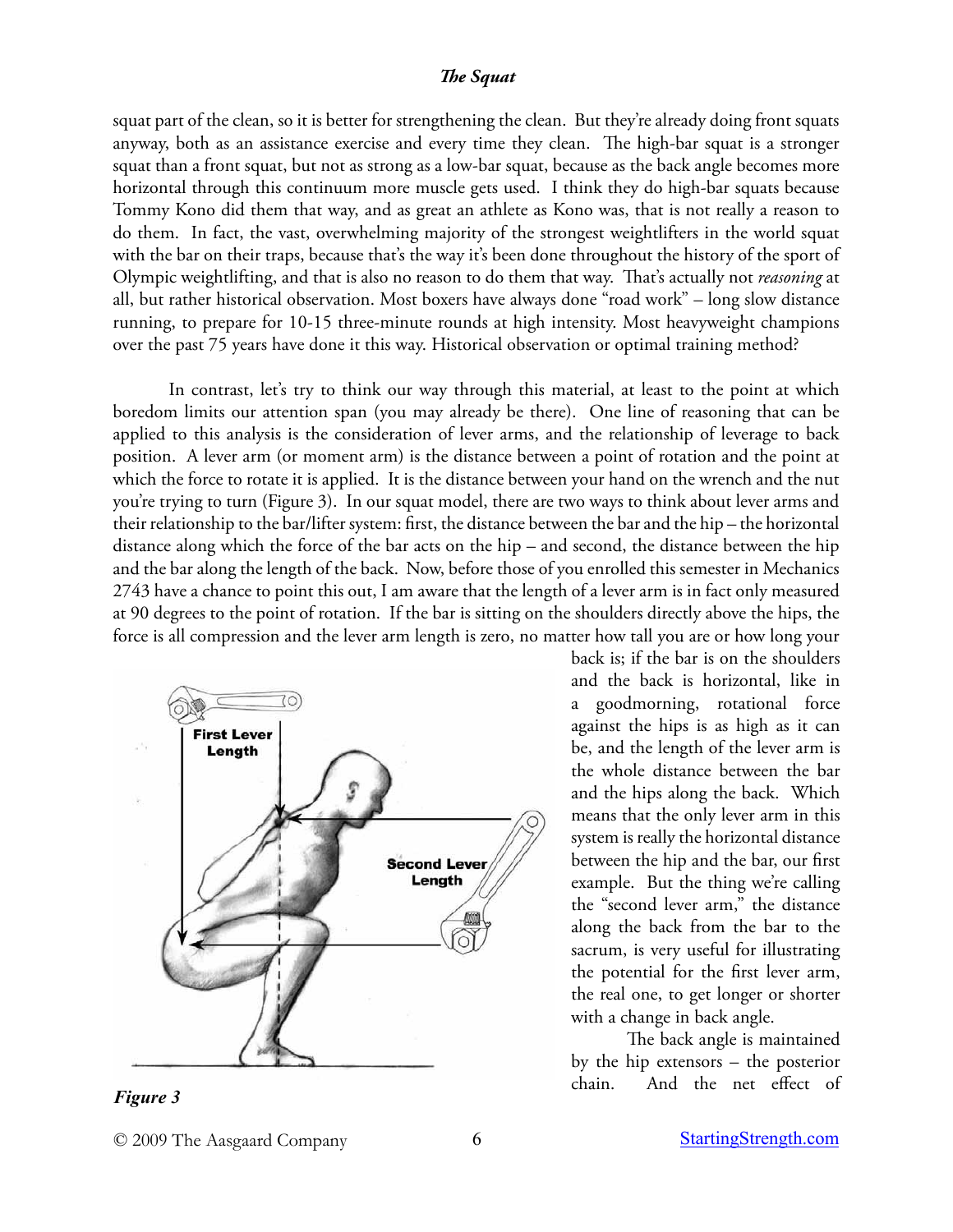squat part of the clean, so it is better for strengthening the clean. But they're already doing front squats anyway, both as an assistance exercise and every time they clean. The high-bar squat is a stronger squat than a front squat, but not as strong as a low-bar squat, because as the back angle becomes more horizontal through this continuum more muscle gets used. I think they do high-bar squats because Tommy Kono did them that way, and as great an athlete as Kono was, that is not really a reason to do them. In fact, the vast, overwhelming majority of the strongest weightlifters in the world squat with the bar on their traps, because that's the way it's been done throughout the history of the sport of Olympic weightlifting, and that is also no reason to do them that way. That's actually not *reasoning* at all, but rather historical observation. Most boxers have always done "road work" – long slow distance running, to prepare for 10-15 three-minute rounds at high intensity. Most heavyweight champions over the past 75 years have done it this way. Historical observation or optimal training method?

In contrast, let's try to think our way through this material, at least to the point at which boredom limits our attention span (you may already be there). One line of reasoning that can be applied to this analysis is the consideration of lever arms, and the relationship of leverage to back position. A lever arm (or moment arm) is the distance between a point of rotation and the point at which the force to rotate it is applied. It is the distance between your hand on the wrench and the nut you're trying to turn (Figure 3). In our squat model, there are two ways to think about lever arms and their relationship to the bar/lifter system: first, the distance between the bar and the hip – the horizontal distance along which the force of the bar acts on the hip – and second, the distance between the hip and the bar along the length of the back. Now, before those of you enrolled this semester in Mechanics 2743 have a chance to point this out, I am aware that the length of a lever arm is in fact only measured at 90 degrees to the point of rotation. If the bar is sitting on the shoulders directly above the hips, the force is all compression and the lever arm length is zero, no matter how tall you are or how long your back is; if the bar is on the shoulders and the back is horizontal, like in a goodmorning, rotational force against the hips is as high as it can be, and the length of the lever arm is the whole distance between the bar and the hips along the back. Which means that the only lever arm in this system is really the horizontal distance between the hip and the bar, our first example. But the thing we're calling the "second lever arm," the distance along the back from the bar to the sacrum, is very useful for illustrating the potential for the first lever arm, the real one, to get longer or shorter with a change in back angle.

*Figure 3*

The back angle is maintained by the hip extensors – the posterior chain. And the net effect of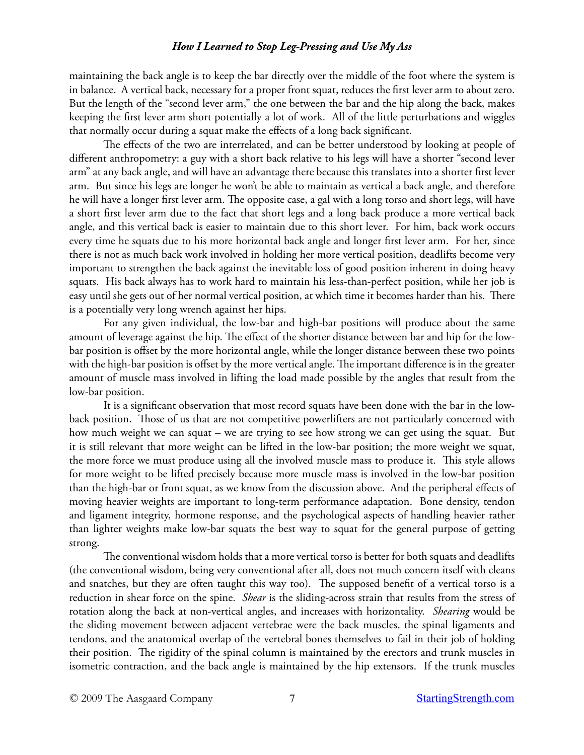maintaining the back angle is to keep the bar directly over the middle of the foot where the system is in balance. A vertical back, necessary for a proper front squat, reduces the first lever arm to about zero. But the length of the "second lever arm," the one between the bar and the hip along the back, makes keeping the first lever arm short potentially a lot of work. All of the little perturbations and wiggles that normally occur during a squat make the effects of a long back significant.

The effects of the two are interrelated, and can be better understood by looking at people of different anthropometry: a guy with a short back relative to his legs will have a shorter "second lever arm" at any back angle, and will have an advantage there because this translates into a shorter first lever arm. But since his legs are longer he won't be able to maintain as vertical a back angle, and therefore he will have a longer first lever arm. The opposite case, a gal with a long torso and short legs, will have a short first lever arm due to the fact that short legs and a long back produce a more vertical back angle, and this vertical back is easier to maintain due to this short lever. For him, back work occurs every time he squats due to his more horizontal back angle and longer first lever arm. For her, since there is not as much back work involved in holding her more vertical position, deadlifts become very important to strengthen the back against the inevitable loss of good position inherent in doing heavy squats. His back always has to work hard to maintain his less-than-perfect position, while her job is easy until she gets out of her normal vertical position, at which time it becomes harder than his. There is a potentially very long wrench against her hips.

For any given individual, the low-bar and high-bar positions will produce about the same amount of leverage against the hip. The effect of the shorter distance between bar and hip for the low-bar position is offset by the more horizontal angle, while the longer distance between these two points with the high-bar position is offset by the more vertical angle. The important difference is in the greater amount of muscle mass involved in lifting the load made possible by the angles that result from the low-bar position.

It is a significant observation that most record squats have been done with the bar in the low-back position. Those of us that are not competitive powerlifters are not particularly concerned with how much weight we can squat – we are trying to see how strong we can get using the squat. But it is still relevant that more weight can be lifted in the low-bar position; the more weight we squat, the more force we must produce using all the involved muscle mass to produce it. This style allows for more weight to be lifted precisely because more muscle mass is involved in the low-bar position than the high-bar or front squat, as we know from the discussion above. And the peripheral effects of moving heavier weights are important to long-term performance adaptation. Bone density, tendon and ligament integrity, hormone response, and the psychological aspects of handling heavier rather than lighter weights make low-bar squats the best way to squat for the general purpose of getting strong.

The conventional wisdom holds that a more vertical torso is better for both squats and deadlifts (the conventional wisdom, being very conventional after all, does not much concern itself with cleans and snatches, but they are often taught this way too). The supposed benefit of a vertical torso is a reduction in shear force on the spine. *Shear* is the sliding-across strain that results from the stress of rotation along the back at non-vertical angles, and increases with horizontality. *Shearing* would be the sliding movement between adjacent vertebrae were the back muscles, the spinal ligaments and tendons, and the anatomical overlap of the vertebral bones themselves to fail in their job of holding their position. The rigidity of the spinal column is maintained by the erectors and trunk muscles in isometric contraction, and the back angle is maintained by the hip extensors. If the trunk muscles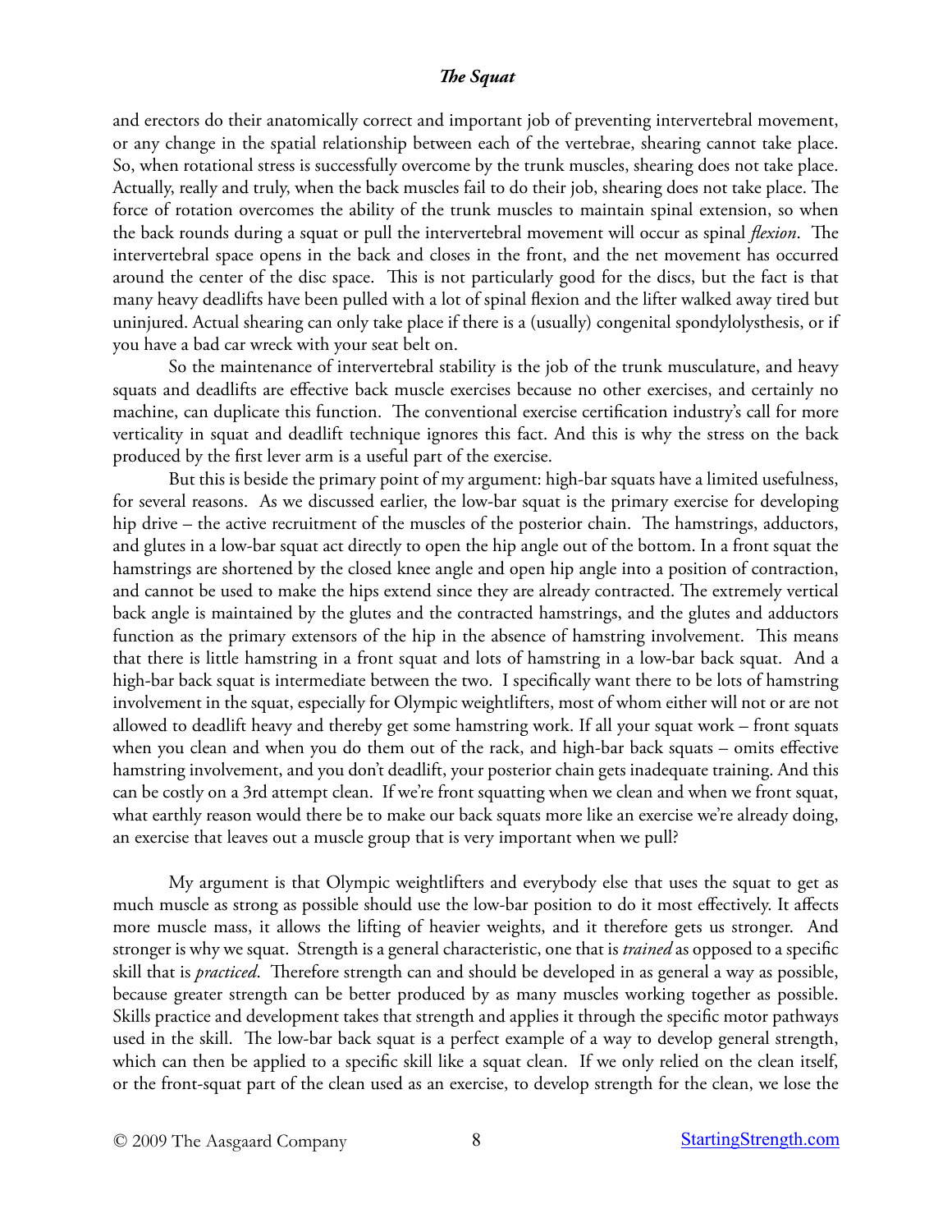and erectors do their anatomically correct and important job of preventing intervertebral movement, or any change in the spatial relationship between each of the vertebrae, shearing cannot take place. So, when rotational stress is successfully overcome by the trunk muscles, shearing does not take place. Actually, really and truly, when the back muscles fail to do their job, shearing does not take place. The force of rotation overcomes the ability of the trunk muscles to maintain spinal extension, so when the back rounds during a squat or pull the intervertebral movement will occur as spinal *flexion*. The intervertebral space opens in the back and closes in the front, and the net movement has occurred around the center of the disc space. This is not particularly good for the discs, but the fact is that many heavy deadlifts have been pulled with a lot of spinal flexion and the lifter walked away tired but uninjured. Actual shearing can only take place if there is a (usually) congenital spondylolysthesis, or if you have a bad car wreck with your seat belt on.

So the maintenance of intervertebral stability is the job of the trunk musculature, and heavy squats and deadlifts are effective back muscle exercises because no other exercises, and certainly no machine, can duplicate this function. The conventional exercise certification industry's call for more verticality in squat and deadlift technique ignores this fact. And this is why the stress on the back produced by the first lever arm is a useful part of the exercise.

But this is beside the primary point of my argument: high-bar squats have a limited usefulness, for several reasons. As we discussed earlier, the low-bar squat is the primary exercise for developing hip drive – the active recruitment of the muscles of the posterior chain. The hamstrings, adductors, and glutes in a low-bar squat act directly to open the hip angle out of the bottom. In a front squat the hamstrings are shortened by the closed knee angle and open hip angle into a position of contraction, and cannot be used to make the hips extend since they are already contracted. The extremely vertical back angle is maintained by the glutes and the contracted hamstrings, and the glutes and adductors function as the primary extensors of the hip in the absence of hamstring involvement. This means that there is little hamstring in a front squat and lots of hamstring in a low-bar back squat. And a high-bar back squat is intermediate between the two. I specifically want there to be lots of hamstring involvement in the squat, especially for Olympic weightlifters, most of whom either will not or are not allowed to deadlift heavy and thereby get some hamstring work. If all your squat work – front squats when you clean and when you do them out of the rack, and high-bar back squats – omits effective hamstring involvement, and you don't deadlift, your posterior chain gets inadequate training. And this can be costly on a 3rd attempt clean. If we're front squatting when we clean and when we front squat, what earthly reason would there be to make our back squats more like an exercise we're already doing, an exercise that leaves out a muscle group that is very important when we pull?

My argument is that Olympic weightlifters and everybody else that uses the squat to get as much muscle as strong as possible should use the low-bar position to do it most effectively. It affects more muscle mass, it allows the lifting of heavier weights, and it therefore gets us stronger. And stronger is why we squat. Strength is a general characteristic, one that is *trained* as opposed to a specific skill that is *practiced*. Therefore strength can and should be developed in as general a way as possible, because greater strength can be better produced by as many muscles working together as possible. Skills practice and development takes that strength and applies it through the specific motor pathways used in the skill. The low-bar back squat is a perfect example of a way to develop general strength, which can then be applied to a specific skill like a squat clean. If we only relied on the clean itself, or the front-squat part of the clean used as an exercise, to develop strength for the clean, we lose the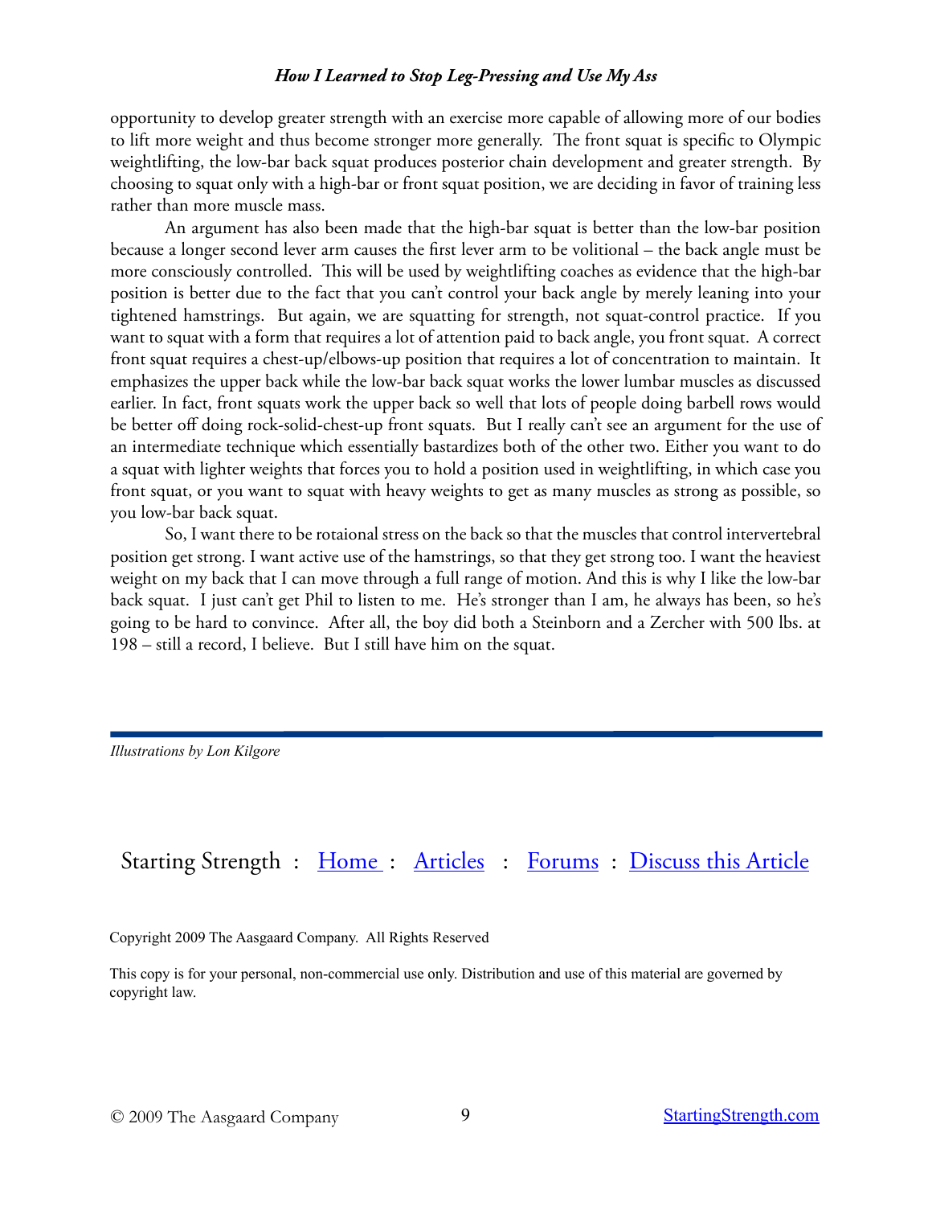opportunity to develop greater strength with an exercise more capable of allowing more of our bodies to lift more weight and thus become stronger more generally. The front squat is specific to Olympic weightlifting, the low-bar back squat produces posterior chain development and greater strength. By choosing to squat only with a high-bar or front squat position, we are deciding in favor of training less rather than more muscle mass.

An argument has also been made that the high-bar squat is better than the low-bar position because a longer second lever arm causes the first lever arm to be volitional – the back angle must be more consciously controlled. This will be used by weightlifting coaches as evidence that the high-bar position is better due to the fact that you can't control your back angle by merely leaning into your tightened hamstrings. But again, we are squatting for strength, not squat-control practice. If you want to squat with a form that requires a lot of attention paid to back angle, you front squat. A correct front squat requires a chest-up/elbows-up position that requires a lot of concentration to maintain. It emphasizes the upper back while the low-bar back squat works the lower lumbar muscles as discussed earlier. In fact, front squats work the upper back so well that lots of people doing barbell rows would be better off doing rock-solid-chest-up front squats. But I really can't see an argument for the use of an intermediate technique which essentially bastardizes both of the other two. Either you want to do a squat with lighter weights that forces you to hold a position used in weightlifting, in which case you front squat, or you want to squat with heavy weights to get as many muscles as strong as possible, so you low-bar back squat.

So, I want there to be rotaional stress on the back so that the muscles that control intervertebral position get strong. I want active use of the hamstrings, so that they get strong too. I want the heaviest weight on my back that I can move through a full range of motion. And this is why I like the low-bar back squat. I just can't get Phil to listen to me. He's stronger than I am, he always has been, so he's going to be hard to convince. After all, the boy did both a Steinborn and a Zercher with 500 lbs. at 198 – still a record, I believe. But I still have him on the squat.

---

*Illustrations by Lon Kilgore*

Starting Strength : Home : Articles : Forums : Discuss this Article

Copyright 2009 The Aasgaard Company. All Rights Reserved

This copy is for your personal, non-commercial use only. Distribution and use of this material are governed by copyright law.